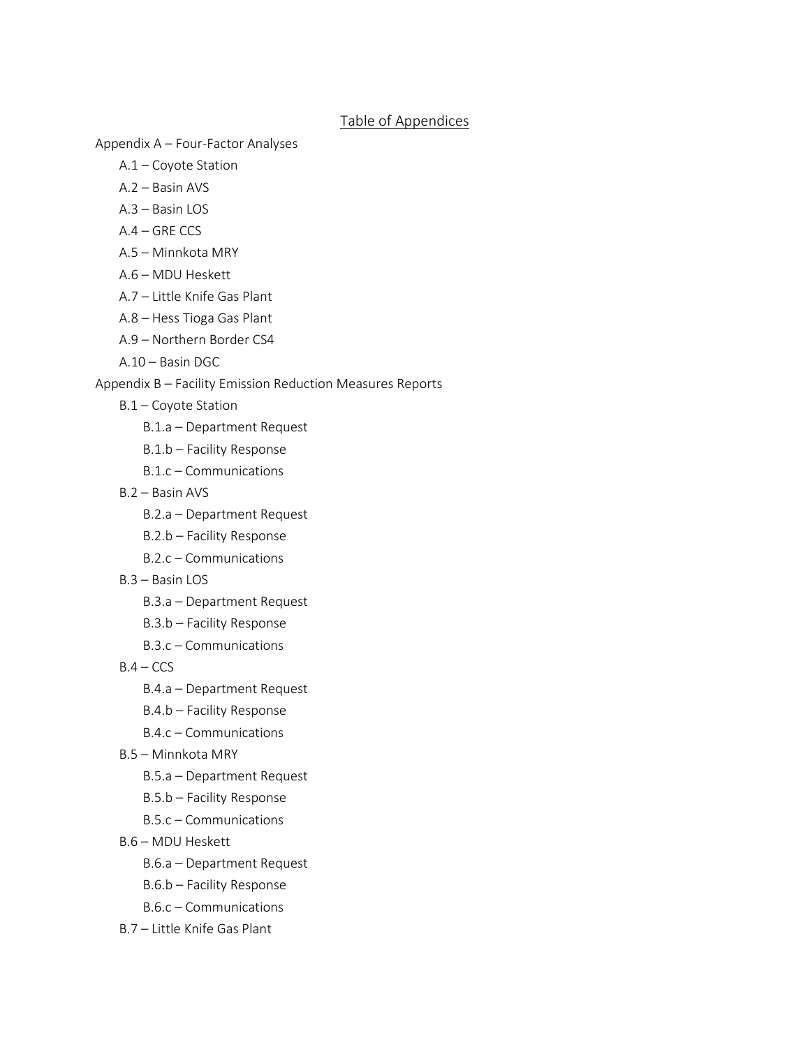# Table of Appendices

- Appendix A – Four-Factor Analyses
  - A.1 – Coyote Station
  - A.2 – Basin AVS
  - A.3 – Basin LOS
  - A.4 – GRE CCS
  - A.5 – Minnkota MRY
  - A.6 – MDU Heskett
  - A.7 – Little Knife Gas Plant
  - A.8 – Hess Tioga Gas Plant
  - A.9 – Northern Border CS4
  - A.10 – Basin DGC
- Appendix B – Facility Emission Reduction Measures Reports
  - B.1 – Coyote Station
    - B.1.a – Department Request
    - B.1.b – Facility Response
    - B.1.c – Communications
  - B.2 – Basin AVS
    - B.2.a – Department Request
    - B.2.b – Facility Response
    - B.2.c – Communications
  - B.3 – Basin LOS
    - B.3.a – Department Request
    - B.3.b – Facility Response
    - B.3.c – Communications
  - B.4 – CCS
    - B.4.a – Department Request
    - B.4.b – Facility Response
    - B.4.c – Communications
  - B.5 – Minnkota MRY
    - B.5.a – Department Request
    - B.5.b – Facility Response
    - B.5.c – Communications
  - B.6 – MDU Heskett
    - B.6.a – Department Request
    - B.6.b – Facility Response
    - B.6.c – Communications
  - B.7 – Little Knife Gas Plant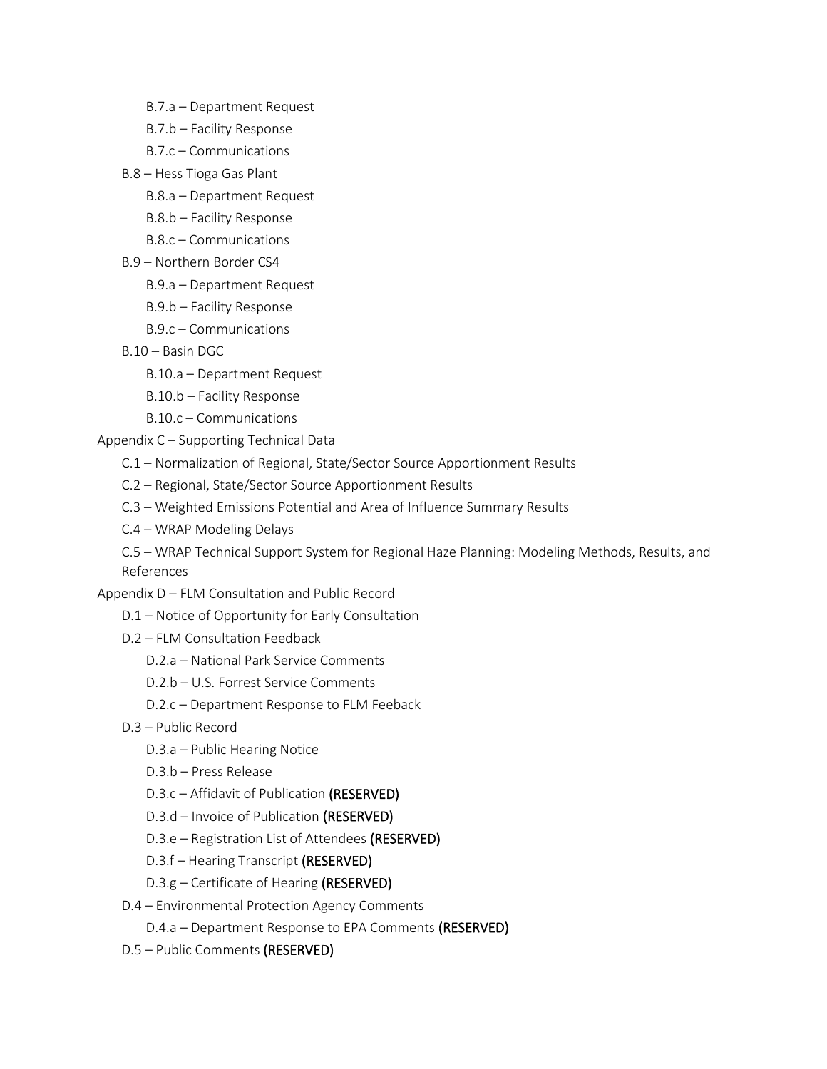- B.7.a – Department Request
    - B.7.b – Facility Response
    - B.7.c – Communications
- B.8 – Hess Tioga Gas Plant
    - B.8.a – Department Request
    - B.8.b – Facility Response
    - B.8.c – Communications
- B.9 – Northern Border CS4
    - B.9.a – Department Request
    - B.9.b – Facility Response
    - B.9.c – Communications
- B.10 – Basin DGC
    - B.10.a – Department Request
    - B.10.b – Facility Response
    - B.10.c – Communications

Appendix C – Supporting Technical Data

- C.1 – Normalization of Regional, State/Sector Source Apportionment Results
- C.2 – Regional, State/Sector Source Apportionment Results
- C.3 – Weighted Emissions Potential and Area of Influence Summary Results
- C.4 – WRAP Modeling Delays
- C.5 – WRAP Technical Support System for Regional Haze Planning: Modeling Methods, Results, and References

Appendix D – FLM Consultation and Public Record

- D.1 – Notice of Opportunity for Early Consultation
- D.2 – FLM Consultation Feedback
    - D.2.a – National Park Service Comments
    - D.2.b – U.S. Forrest Service Comments
    - D.2.c – Department Response to FLM Feeback
- D.3 – Public Record
    - D.3.a – Public Hearing Notice
    - D.3.b – Press Release
    - D.3.c – Affidavit of Publication **(RESERVED)**
    - D.3.d – Invoice of Publication **(RESERVED)**
    - D.3.e – Registration List of Attendees **(RESERVED)**
    - D.3.f – Hearing Transcript **(RESERVED)**
    - D.3.g – Certificate of Hearing **(RESERVED)**
- D.4 – Environmental Protection Agency Comments
    - D.4.a – Department Response to EPA Comments **(RESERVED)**
- D.5 – Public Comments **(RESERVED)**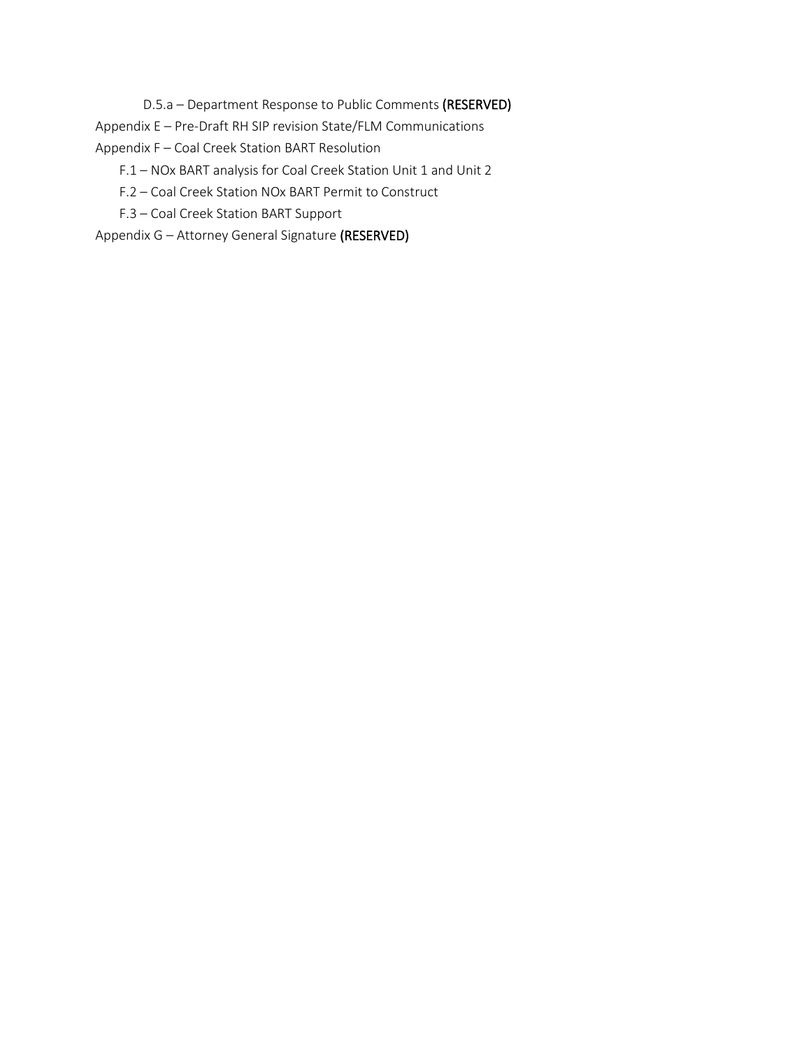D.5.a – Department Response to Public Comments **(RESERVED)**

Appendix E – Pre-Draft RH SIP revision State/FLM Communications

Appendix F – Coal Creek Station BART Resolution

F.1 – NOx BART analysis for Coal Creek Station Unit 1 and Unit 2

F.2 – Coal Creek Station NOx BART Permit to Construct

F.3 – Coal Creek Station BART Support

Appendix G – Attorney General Signature **(RESERVED)**